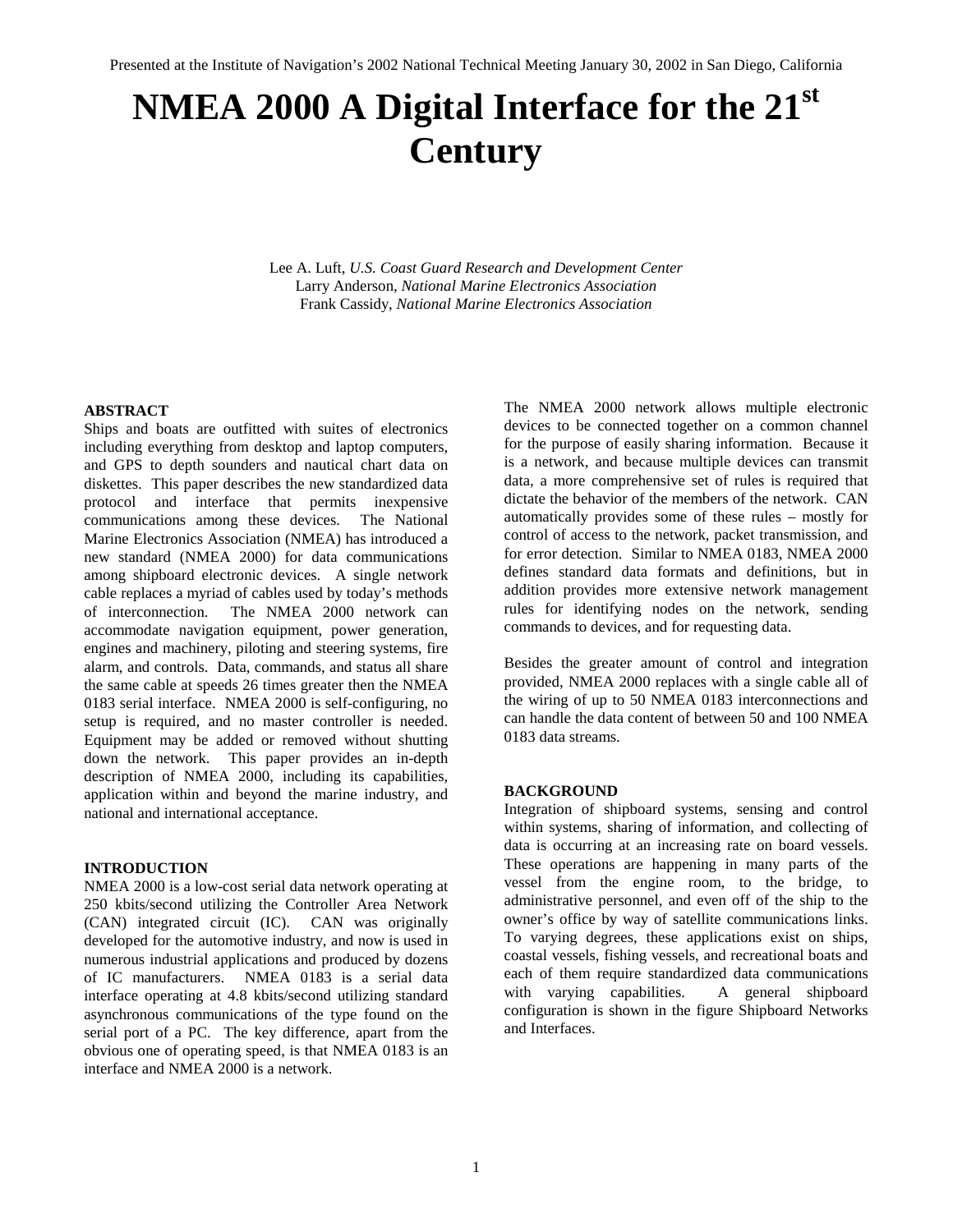Presented at the Institute of Navigation's 2002 National Technical Meeting January 30, 2002 in San Diego, California

# NMEA 2000 A Digital Interface for the 21$^{st}$ Century

Lee A. Luft, *U.S. Coast Guard Research and Development Center*
Larry Anderson, *National Marine Electronics Association*
Frank Cassidy, *National Marine Electronics Association*

## ABSTRACT

Ships and boats are outfitted with suites of electronics including everything from desktop and laptop computers, and GPS to depth sounders and nautical chart data on diskettes. This paper describes the new standardized data protocol and interface that permits inexpensive communications among these devices. The National Marine Electronics Association (NMEA) has introduced a new standard (NMEA 2000) for data communications among shipboard electronic devices. A single network cable replaces a myriad of cables used by today's methods of interconnection. The NMEA 2000 network can accommodate navigation equipment, power generation, engines and machinery, piloting and steering systems, fire alarm, and controls. Data, commands, and status all share the same cable at speeds 26 times greater then the NMEA 0183 serial interface. NMEA 2000 is self-configuring, no setup is required, and no master controller is needed. Equipment may be added or removed without shutting down the network. This paper provides an in-depth description of NMEA 2000, including its capabilities, application within and beyond the marine industry, and national and international acceptance.

## INTRODUCTION

NMEA 2000 is a low-cost serial data network operating at 250 kbits/second utilizing the Controller Area Network (CAN) integrated circuit (IC). CAN was originally developed for the automotive industry, and now is used in numerous industrial applications and produced by dozens of IC manufacturers. NMEA 0183 is a serial data interface operating at 4.8 kbits/second utilizing standard asynchronous communications of the type found on the serial port of a PC. The key difference, apart from the obvious one of operating speed, is that NMEA 0183 is an interface and NMEA 2000 is a network.

The NMEA 2000 network allows multiple electronic devices to be connected together on a common channel for the purpose of easily sharing information. Because it is a network, and because multiple devices can transmit data, a more comprehensive set of rules is required that dictate the behavior of the members of the network. CAN automatically provides some of these rules – mostly for control of access to the network, packet transmission, and for error detection. Similar to NMEA 0183, NMEA 2000 defines standard data formats and definitions, but in addition provides more extensive network management rules for identifying nodes on the network, sending commands to devices, and for requesting data.

Besides the greater amount of control and integration provided, NMEA 2000 replaces with a single cable all of the wiring of up to 50 NMEA 0183 interconnections and can handle the data content of between 50 and 100 NMEA 0183 data streams.

## BACKGROUND

Integration of shipboard systems, sensing and control within systems, sharing of information, and collecting of data is occurring at an increasing rate on board vessels. These operations are happening in many parts of the vessel from the engine room, to the bridge, to administrative personnel, and even off of the ship to the owner's office by way of satellite communications links. To varying degrees, these applications exist on ships, coastal vessels, fishing vessels, and recreational boats and each of them require standardized data communications with varying capabilities. A general shipboard configuration is shown in the figure Shipboard Networks and Interfaces.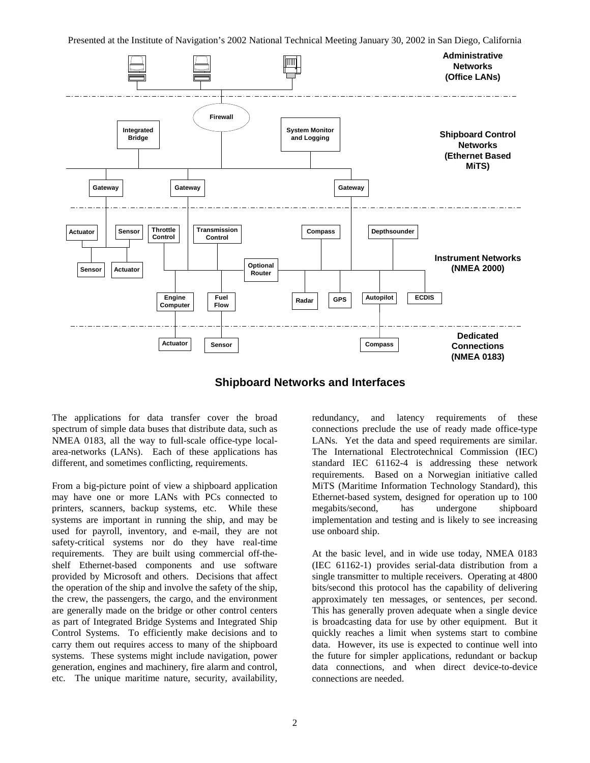**Shipboard Networks and Interfaces**

The applications for data transfer cover the broad spectrum of simple data buses that distribute data, such as NMEA 0183, all the way to full-scale office-type local-area-networks (LANs). Each of these applications has different, and sometimes conflicting, requirements.

From a big-picture point of view a shipboard application may have one or more LANs with PCs connected to printers, scanners, backup systems, etc. While these systems are important in running the ship, and may be used for payroll, inventory, and e-mail, they are not safety-critical systems nor do they have real-time requirements. They are built using commercial off-the-shelf Ethernet-based components and use software provided by Microsoft and others. Decisions that affect the operation of the ship and involve the safety of the ship, the crew, the passengers, the cargo, and the environment are generally made on the bridge or other control centers as part of Integrated Bridge Systems and Integrated Ship Control Systems. To efficiently make decisions and to carry them out requires access to many of the shipboard systems. These systems might include navigation, power generation, engines and machinery, fire alarm and control, etc. The unique maritime nature, security, availability, redundancy, and latency requirements of these connections preclude the use of ready made office-type LANs. Yet the data and speed requirements are similar. The International Electrotechnical Commission (IEC) standard IEC 61162-4 is addressing these network requirements. Based on a Norwegian initiative called MiTS (Maritime Information Technology Standard), this Ethernet-based system, designed for operation up to 100 megabits/second, has undergone shipboard implementation and testing and is likely to see increasing use onboard ship.

At the basic level, and in wide use today, NMEA 0183 (IEC 61162-1) provides serial-data distribution from a single transmitter to multiple receivers. Operating at 4800 bits/second this protocol has the capability of delivering approximately ten messages, or sentences, per second. This has generally proven adequate when a single device is broadcasting data for use by other equipment. But it quickly reaches a limit when systems start to combine data. However, its use is expected to continue well into the future for simpler applications, redundant or backup data connections, and when direct device-to-device connections are needed.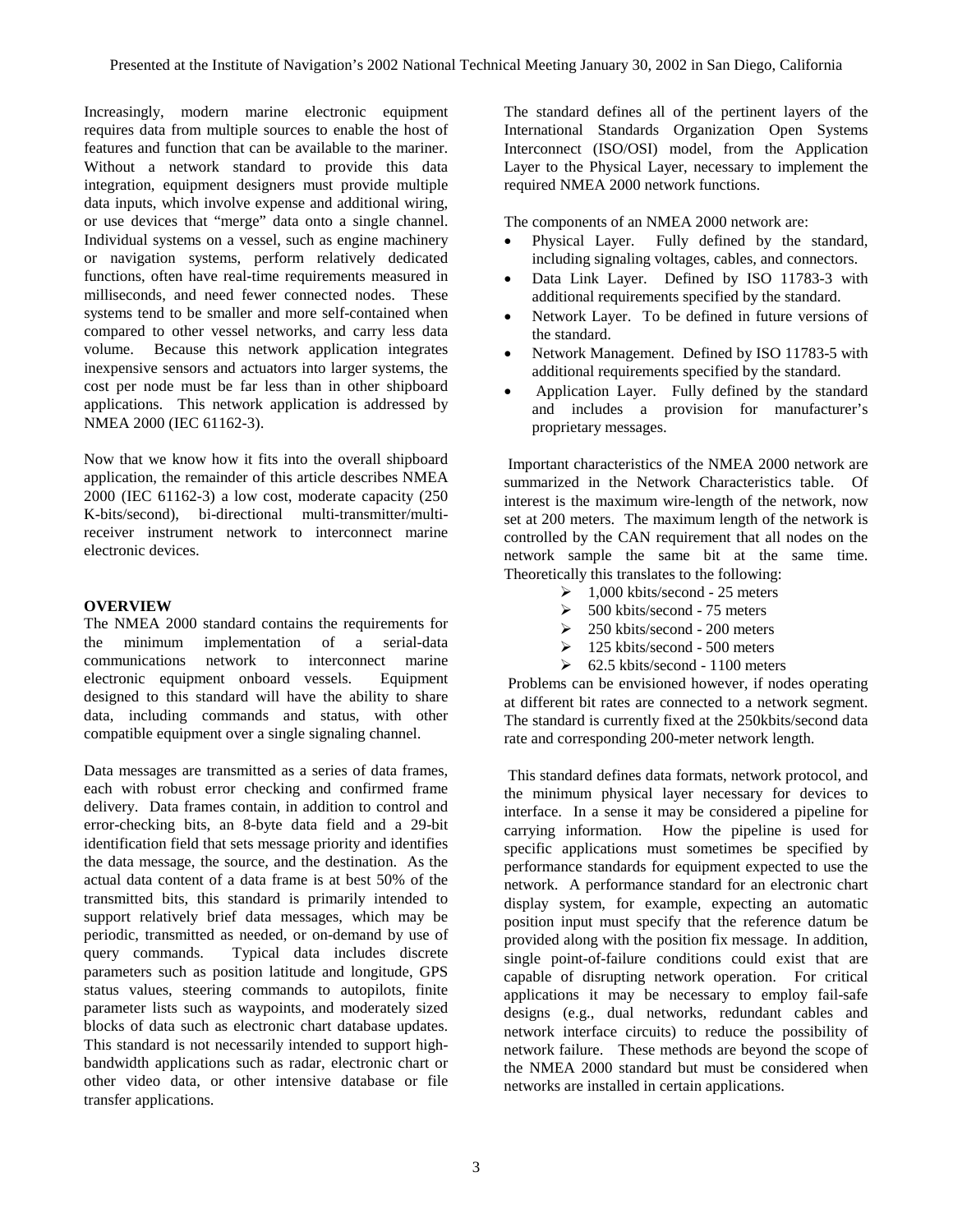Increasingly, modern marine electronic equipment requires data from multiple sources to enable the host of features and function that can be available to the mariner. Without a network standard to provide this data integration, equipment designers must provide multiple data inputs, which involve expense and additional wiring, or use devices that "merge" data onto a single channel. Individual systems on a vessel, such as engine machinery or navigation systems, perform relatively dedicated functions, often have real-time requirements measured in milliseconds, and need fewer connected nodes. These systems tend to be smaller and more self-contained when compared to other vessel networks, and carry less data volume. Because this network application integrates inexpensive sensors and actuators into larger systems, the cost per node must be far less than in other shipboard applications. This network application is addressed by NMEA 2000 (IEC 61162-3).

Now that we know how it fits into the overall shipboard application, the remainder of this article describes NMEA 2000 (IEC 61162-3) a low cost, moderate capacity (250 K-bits/second), bi-directional multi-transmitter/multi-receiver instrument network to interconnect marine electronic devices.

**OVERVIEW**

The NMEA 2000 standard contains the requirements for the minimum implementation of a serial-data communications network to interconnect marine electronic equipment onboard vessels. Equipment designed to this standard will have the ability to share data, including commands and status, with other compatible equipment over a single signaling channel.

Data messages are transmitted as a series of data frames, each with robust error checking and confirmed frame delivery. Data frames contain, in addition to control and error-checking bits, an 8-byte data field and a 29-bit identification field that sets message priority and identifies the data message, the source, and the destination. As the actual data content of a data frame is at best 50% of the transmitted bits, this standard is primarily intended to support relatively brief data messages, which may be periodic, transmitted as needed, or on-demand by use of query commands. Typical data includes discrete parameters such as position latitude and longitude, GPS status values, steering commands to autopilots, finite parameter lists such as waypoints, and moderately sized blocks of data such as electronic chart database updates. This standard is not necessarily intended to support high-bandwidth applications such as radar, electronic chart or other video data, or other intensive database or file transfer applications.

The standard defines all of the pertinent layers of the International Standards Organization Open Systems Interconnect (ISO/OSI) model, from the Application Layer to the Physical Layer, necessary to implement the required NMEA 2000 network functions.

The components of an NMEA 2000 network are:

- Physical Layer. Fully defined by the standard, including signaling voltages, cables, and connectors.
- Data Link Layer. Defined by ISO 11783-3 with additional requirements specified by the standard.
- Network Layer. To be defined in future versions of the standard.
- Network Management. Defined by ISO 11783-5 with additional requirements specified by the standard.
- Application Layer. Fully defined by the standard and includes a provision for manufacturer's proprietary messages.

Important characteristics of the NMEA 2000 network are summarized in the Network Characteristics table. Of interest is the maximum wire-length of the network, now set at 200 meters. The maximum length of the network is controlled by the CAN requirement that all nodes on the network sample the same bit at the same time. Theoretically this translates to the following:

- 1,000 kbits/second - 25 meters
- 500 kbits/second - 75 meters
- 250 kbits/second - 200 meters
- 125 kbits/second - 500 meters
- 62.5 kbits/second - 1100 meters

Problems can be envisioned however, if nodes operating at different bit rates are connected to a network segment. The standard is currently fixed at the 250kbits/second data rate and corresponding 200-meter network length.

This standard defines data formats, network protocol, and the minimum physical layer necessary for devices to interface. In a sense it may be considered a pipeline for carrying information. How the pipeline is used for specific applications must sometimes be specified by performance standards for equipment expected to use the network. A performance standard for an electronic chart display system, for example, expecting an automatic position input must specify that the reference datum be provided along with the position fix message. In addition, single point-of-failure conditions could exist that are capable of disrupting network operation. For critical applications it may be necessary to employ fail-safe designs (e.g., dual networks, redundant cables and network interface circuits) to reduce the possibility of network failure. These methods are beyond the scope of the NMEA 2000 standard but must be considered when networks are installed in certain applications.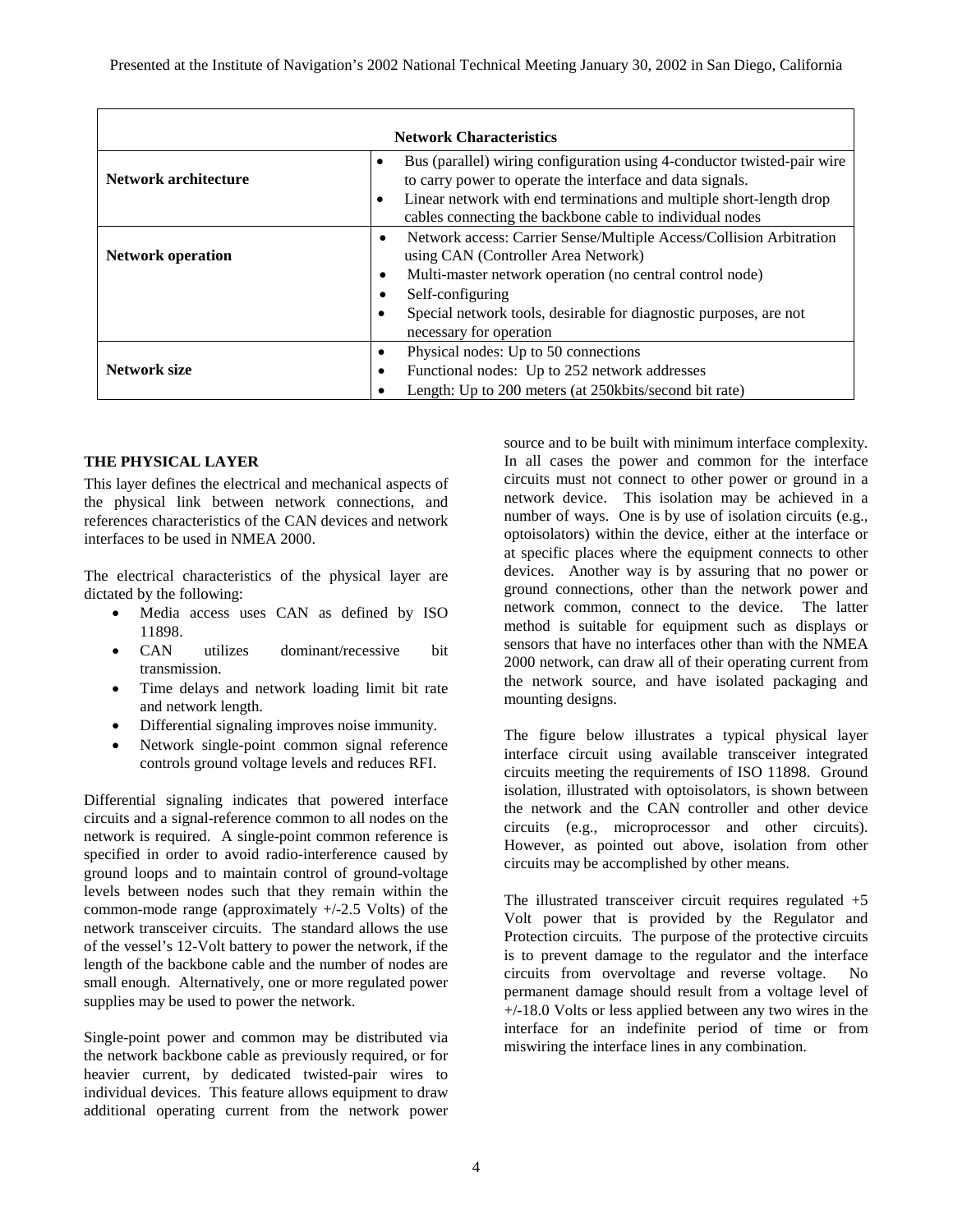| Network Characteristics | |
|---|---|
| **Network architecture** | • Bus (parallel) wiring configuration using 4-conductor twisted-pair wire to carry power to operate the interface and data signals.<br>• Linear network with end terminations and multiple short-length drop cables connecting the backbone cable to individual nodes |
| **Network operation** | • Network access: Carrier Sense/Multiple Access/Collision Arbitration using CAN (Controller Area Network)<br>• Multi-master network operation (no central control node)<br>• Self-configuring<br>• Special network tools, desirable for diagnostic purposes, are not necessary for operation |
| **Network size** | • Physical nodes: Up to 50 connections<br>• Functional nodes: Up to 252 network addresses<br>• Length: Up to 200 meters (at 250kbits/second bit rate) |

## THE PHYSICAL LAYER

This layer defines the electrical and mechanical aspects of the physical link between network connections, and references characteristics of the CAN devices and network interfaces to be used in NMEA 2000.

The electrical characteristics of the physical layer are dictated by the following:

- Media access uses CAN as defined by ISO 11898.
- CAN utilizes dominant/recessive bit transmission.
- Time delays and network loading limit bit rate and network length.
- Differential signaling improves noise immunity.
- Network single-point common signal reference controls ground voltage levels and reduces RFI.

Differential signaling indicates that powered interface circuits and a signal-reference common to all nodes on the network is required. A single-point common reference is specified in order to avoid radio-interference caused by ground loops and to maintain control of ground-voltage levels between nodes such that they remain within the common-mode range (approximately +/-2.5 Volts) of the network transceiver circuits. The standard allows the use of the vessel's 12-Volt battery to power the network, if the length of the backbone cable and the number of nodes are small enough. Alternatively, one or more regulated power supplies may be used to power the network.

Single-point power and common may be distributed via the network backbone cable as previously required, or for heavier current, by dedicated twisted-pair wires to individual devices. This feature allows equipment to draw additional operating current from the network power source and to be built with minimum interface complexity. In all cases the power and common for the interface circuits must not connect to other power or ground in a network device. This isolation may be achieved in a number of ways. One is by use of isolation circuits (e.g., optoisolators) within the device, either at the interface or at specific places where the equipment connects to other devices. Another way is by assuring that no power or ground connections, other than the network power and network common, connect to the device. The latter method is suitable for equipment such as displays or sensors that have no interfaces other than with the NMEA 2000 network, can draw all of their operating current from the network source, and have isolated packaging and mounting designs.

The figure below illustrates a typical physical layer interface circuit using available transceiver integrated circuits meeting the requirements of ISO 11898. Ground isolation, illustrated with optoisolators, is shown between the network and the CAN controller and other device circuits (e.g., microprocessor and other circuits). However, as pointed out above, isolation from other circuits may be accomplished by other means.

The illustrated transceiver circuit requires regulated +5 Volt power that is provided by the Regulator and Protection circuits. The purpose of the protective circuits is to prevent damage to the regulator and the interface circuits from overvoltage and reverse voltage. No permanent damage should result from a voltage level of +/-18.0 Volts or less applied between any two wires in the interface for an indefinite period of time or from miswiring the interface lines in any combination.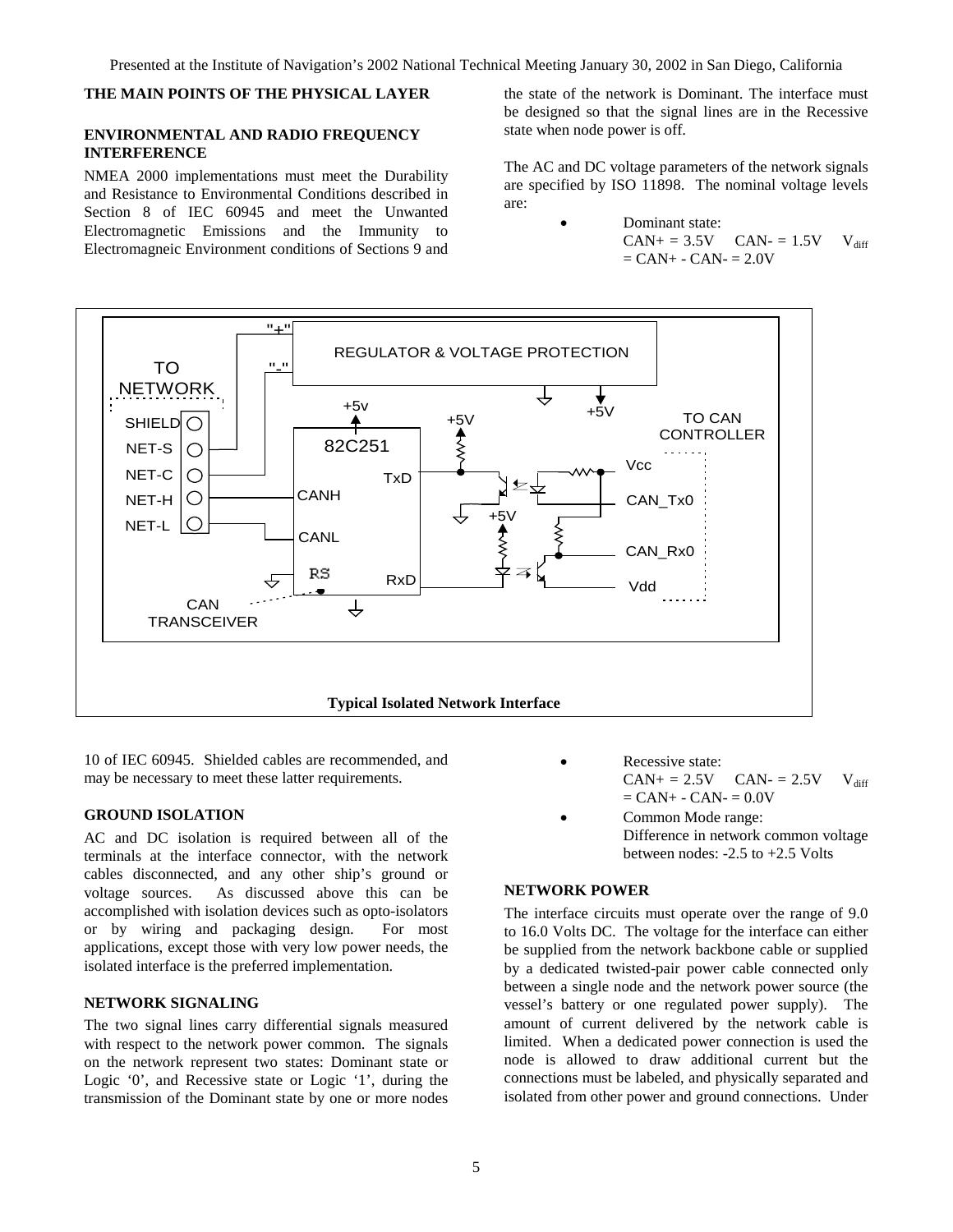### THE MAIN POINTS OF THE PHYSICAL LAYER

#### ENVIRONMENTAL AND RADIO FREQUENCY INTERFERENCE

NMEA 2000 implementations must meet the Durability and Resistance to Environmental Conditions described in Section 8 of IEC 60945 and meet the Unwanted Electromagnetic Emissions and the Immunity to Electromagneic Environment conditions of Sections 9 and 10 of IEC 60945. Shielded cables are recommended, and may be necessary to meet these latter requirements.

#### GROUND ISOLATION

AC and DC isolation is required between all of the terminals at the interface connector, with the network cables disconnected, and any other ship's ground or voltage sources. As discussed above this can be accomplished with isolation devices such as opto-isolators or by wiring and packaging design. For most applications, except those with very low power needs, the isolated interface is the preferred implementation.

#### NETWORK SIGNALING

The two signal lines carry differential signals measured with respect to the network power common. The signals on the network represent two states: Dominant state or Logic '0', and Recessive state or Logic '1', during the transmission of the Dominant state by one or more nodes the state of the network is Dominant. The interface must be designed so that the signal lines are in the Recessive state when node power is off.

The AC and DC voltage parameters of the network signals are specified by ISO 11898. The nominal voltage levels are:

- Dominant state:
  CAN+ = 3.5V  CAN- = 1.5V  $V_{diff}$ = CAN+ - CAN- = 2.0V
- Recessive state:
  CAN+ = 2.5V  CAN- = 2.5V  $V_{diff}$ = CAN+ - CAN- = 0.0V
- Common Mode range:
  Difference in network common voltage between nodes: -2.5 to +2.5 Volts

**Typical Isolated Network Interface**

#### NETWORK POWER

The interface circuits must operate over the range of 9.0 to 16.0 Volts DC. The voltage for the interface can either be supplied from the network backbone cable or supplied by a dedicated twisted-pair power cable connected only between a single node and the network power source (the vessel's battery or one regulated power supply). The amount of current delivered by the network cable is limited. When a dedicated power connection is used the node is allowed to draw additional current but the connections must be labeled, and physically separated and isolated from other power and ground connections. Under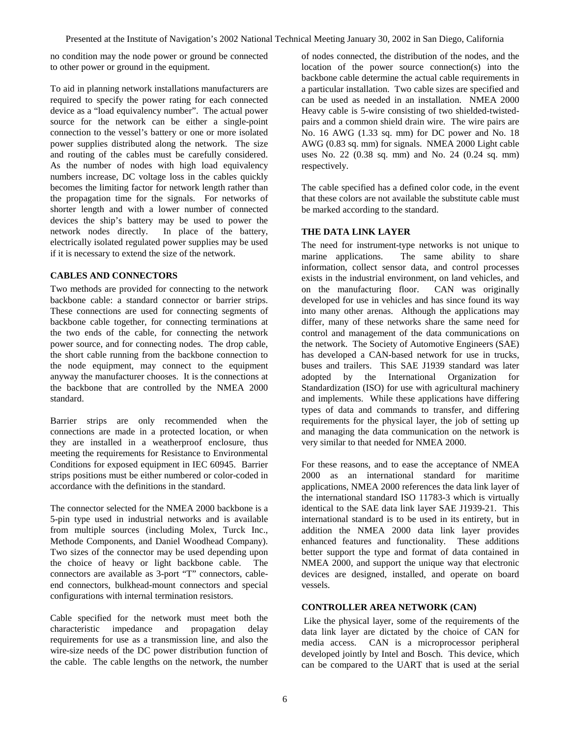no condition may the node power or ground be connected to other power or ground in the equipment.

To aid in planning network installations manufacturers are required to specify the power rating for each connected device as a "load equivalency number". The actual power source for the network can be either a single-point connection to the vessel's battery or one or more isolated power supplies distributed along the network. The size and routing of the cables must be carefully considered. As the number of nodes with high load equivalency numbers increase, DC voltage loss in the cables quickly becomes the limiting factor for network length rather than the propagation time for the signals. For networks of shorter length and with a lower number of connected devices the ship's battery may be used to power the network nodes directly. In place of the battery, electrically isolated regulated power supplies may be used if it is necessary to extend the size of the network.

## CABLES AND CONNECTORS

Two methods are provided for connecting to the network backbone cable: a standard connector or barrier strips. These connections are used for connecting segments of backbone cable together, for connecting terminations at the two ends of the cable, for connecting the network power source, and for connecting nodes. The drop cable, the short cable running from the backbone connection to the node equipment, may connect to the equipment anyway the manufacturer chooses. It is the connections at the backbone that are controlled by the NMEA 2000 standard.

Barrier strips are only recommended when the connections are made in a protected location, or when they are installed in a weatherproof enclosure, thus meeting the requirements for Resistance to Environmental Conditions for exposed equipment in IEC 60945. Barrier strips positions must be either numbered or color-coded in accordance with the definitions in the standard.

The connector selected for the NMEA 2000 backbone is a 5-pin type used in industrial networks and is available from multiple sources (including Molex, Turck Inc., Methode Components, and Daniel Woodhead Company). Two sizes of the connector may be used depending upon the choice of heavy or light backbone cable. The connectors are available as 3-port "T" connectors, cable-end connectors, bulkhead-mount connectors and special configurations with internal termination resistors.

Cable specified for the network must meet both the characteristic impedance and propagation delay requirements for use as a transmission line, and also the wire-size needs of the DC power distribution function of the cable. The cable lengths on the network, the number of nodes connected, the distribution of the nodes, and the location of the power source connection(s) into the backbone cable determine the actual cable requirements in a particular installation. Two cable sizes are specified and can be used as needed in an installation. NMEA 2000 Heavy cable is 5-wire consisting of two shielded-twisted-pairs and a common shield drain wire. The wire pairs are No. 16 AWG (1.33 sq. mm) for DC power and No. 18 AWG (0.83 sq. mm) for signals. NMEA 2000 Light cable uses No. 22 (0.38 sq. mm) and No. 24 (0.24 sq. mm) respectively.

The cable specified has a defined color code, in the event that these colors are not available the substitute cable must be marked according to the standard.

## THE DATA LINK LAYER

The need for instrument-type networks is not unique to marine applications. The same ability to share information, collect sensor data, and control processes exists in the industrial environment, on land vehicles, and on the manufacturing floor. CAN was originally developed for use in vehicles and has since found its way into many other arenas. Although the applications may differ, many of these networks share the same need for control and management of the data communications on the network. The Society of Automotive Engineers (SAE) has developed a CAN-based network for use in trucks, buses and trailers. This SAE J1939 standard was later adopted by the International Organization for Standardization (ISO) for use with agricultural machinery and implements. While these applications have differing types of data and commands to transfer, and differing requirements for the physical layer, the job of setting up and managing the data communication on the network is very similar to that needed for NMEA 2000.

For these reasons, and to ease the acceptance of NMEA 2000 as an international standard for maritime applications, NMEA 2000 references the data link layer of the international standard ISO 11783-3 which is virtually identical to the SAE data link layer SAE J1939-21. This international standard is to be used in its entirety, but in addition the NMEA 2000 data link layer provides enhanced features and functionality. These additions better support the type and format of data contained in NMEA 2000, and support the unique way that electronic devices are designed, installed, and operate on board vessels.

## CONTROLLER AREA NETWORK (CAN)

Like the physical layer, some of the requirements of the data link layer are dictated by the choice of CAN for media access. CAN is a microprocessor peripheral developed jointly by Intel and Bosch. This device, which can be compared to the UART that is used at the serial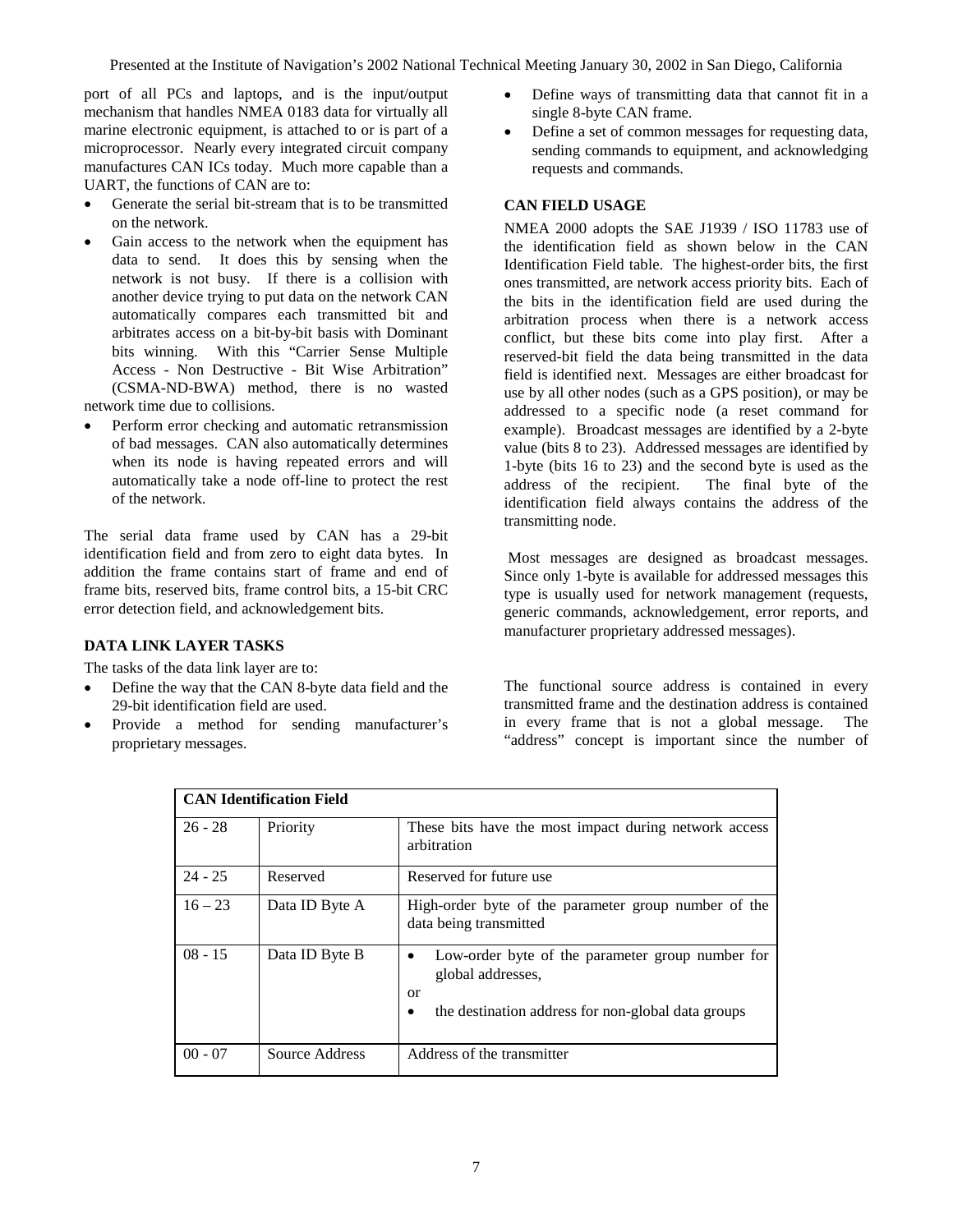port of all PCs and laptops, and is the input/output mechanism that handles NMEA 0183 data for virtually all marine electronic equipment, is attached to or is part of a microprocessor. Nearly every integrated circuit company manufactures CAN ICs today. Much more capable than a UART, the functions of CAN are to:

- Generate the serial bit-stream that is to be transmitted on the network.
- Gain access to the network when the equipment has data to send. It does this by sensing when the network is not busy. If there is a collision with another device trying to put data on the network CAN automatically compares each transmitted bit and arbitrates access on a bit-by-bit basis with Dominant bits winning. With this "Carrier Sense Multiple Access - Non Destructive - Bit Wise Arbitration" (CSMA-ND-BWA) method, there is no wasted network time due to collisions.
- Perform error checking and automatic retransmission of bad messages. CAN also automatically determines when its node is having repeated errors and will automatically take a node off-line to protect the rest of the network.

The serial data frame used by CAN has a 29-bit identification field and from zero to eight data bytes. In addition the frame contains start of frame and end of frame bits, reserved bits, frame control bits, a 15-bit CRC error detection field, and acknowledgement bits.

### DATA LINK LAYER TASKS

The tasks of the data link layer are to:

- Define the way that the CAN 8-byte data field and the 29-bit identification field are used.
- Provide a method for sending manufacturer's proprietary messages.
- Define ways of transmitting data that cannot fit in a single 8-byte CAN frame.
- Define a set of common messages for requesting data, sending commands to equipment, and acknowledging requests and commands.

### CAN FIELD USAGE

NMEA 2000 adopts the SAE J1939 / ISO 11783 use of the identification field as shown below in the CAN Identification Field table. The highest-order bits, the first ones transmitted, are network access priority bits. Each of the bits in the identification field are used during the arbitration process when there is a network access conflict, but these bits come into play first. After a reserved-bit field the data being transmitted in the data field is identified next. Messages are either broadcast for use by all other nodes (such as a GPS position), or may be addressed to a specific node (a reset command for example). Broadcast messages are identified by a 2-byte value (bits 8 to 23). Addressed messages are identified by 1-byte (bits 16 to 23) and the second byte is used as the address of the recipient. The final byte of the identification field always contains the address of the transmitting node.

Most messages are designed as broadcast messages. Since only 1-byte is available for addressed messages this type is usually used for network management (requests, generic commands, acknowledgement, error reports, and manufacturer proprietary addressed messages).

The functional source address is contained in every transmitted frame and the destination address is contained in every frame that is not a global message. The "address" concept is important since the number of

| CAN Identification Field | | |
|---|---|---|
| 26 - 28 | Priority | These bits have the most impact during network access arbitration |
| 24 - 25 | Reserved | Reserved for future use |
| 16 – 23 | Data ID Byte A | High-order byte of the parameter group number of the data being transmitted |
| 08 - 15 | Data ID Byte B | • Low-order byte of the parameter group number for global addresses, or • the destination address for non-global data groups |
| 00 - 07 | Source Address | Address of the transmitter |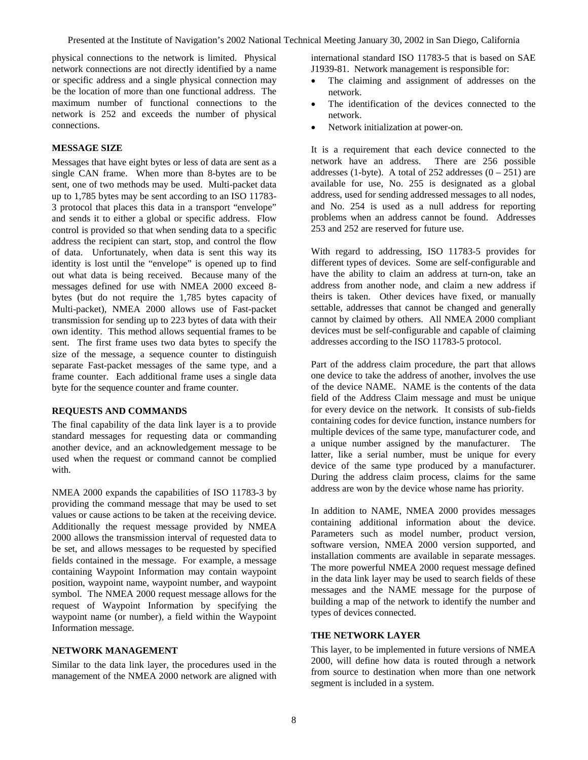physical connections to the network is limited. Physical network connections are not directly identified by a name or specific address and a single physical connection may be the location of more than one functional address. The maximum number of functional connections to the network is 252 and exceeds the number of physical connections.

### MESSAGE SIZE

Messages that have eight bytes or less of data are sent as a single CAN frame. When more than 8-bytes are to be sent, one of two methods may be used. Multi-packet data up to 1,785 bytes may be sent according to an ISO 11783-3 protocol that places this data in a transport "envelope" and sends it to either a global or specific address. Flow control is provided so that when sending data to a specific address the recipient can start, stop, and control the flow of data. Unfortunately, when data is sent this way its identity is lost until the "envelope" is opened up to find out what data is being received. Because many of the messages defined for use with NMEA 2000 exceed 8-bytes (but do not require the 1,785 bytes capacity of Multi-packet), NMEA 2000 allows use of Fast-packet transmission for sending up to 223 bytes of data with their own identity. This method allows sequential frames to be sent. The first frame uses two data bytes to specify the size of the message, a sequence counter to distinguish separate Fast-packet messages of the same type, and a frame counter. Each additional frame uses a single data byte for the sequence counter and frame counter.

### REQUESTS AND COMMANDS

The final capability of the data link layer is a to provide standard messages for requesting data or commanding another device, and an acknowledgement message to be used when the request or command cannot be complied with.

NMEA 2000 expands the capabilities of ISO 11783-3 by providing the command message that may be used to set values or cause actions to be taken at the receiving device. Additionally the request message provided by NMEA 2000 allows the transmission interval of requested data to be set, and allows messages to be requested by specified fields contained in the message. For example, a message containing Waypoint Information may contain waypoint position, waypoint name, waypoint number, and waypoint symbol. The NMEA 2000 request message allows for the request of Waypoint Information by specifying the waypoint name (or number), a field within the Waypoint Information message.

### NETWORK MANAGEMENT

Similar to the data link layer, the procedures used in the management of the NMEA 2000 network are aligned with international standard ISO 11783-5 that is based on SAE J1939-81. Network management is responsible for:

- The claiming and assignment of addresses on the network.
- The identification of the devices connected to the network.
- Network initialization at power-on.

It is a requirement that each device connected to the network have an address. There are 256 possible addresses (1-byte). A total of 252 addresses (0 – 251) are available for use, No. 255 is designated as a global address, used for sending addressed messages to all nodes, and No. 254 is used as a null address for reporting problems when an address cannot be found. Addresses 253 and 252 are reserved for future use.

With regard to addressing, ISO 11783-5 provides for different types of devices. Some are self-configurable and have the ability to claim an address at turn-on, take an address from another node, and claim a new address if theirs is taken. Other devices have fixed, or manually settable, addresses that cannot be changed and generally cannot by claimed by others. All NMEA 2000 compliant devices must be self-configurable and capable of claiming addresses according to the ISO 11783-5 protocol.

Part of the address claim procedure, the part that allows one device to take the address of another, involves the use of the device NAME. NAME is the contents of the data field of the Address Claim message and must be unique for every device on the network. It consists of sub-fields containing codes for device function, instance numbers for multiple devices of the same type, manufacturer code, and a unique number assigned by the manufacturer. The latter, like a serial number, must be unique for every device of the same type produced by a manufacturer. During the address claim process, claims for the same address are won by the device whose name has priority.

In addition to NAME, NMEA 2000 provides messages containing additional information about the device. Parameters such as model number, product version, software version, NMEA 2000 version supported, and installation comments are available in separate messages. The more powerful NMEA 2000 request message defined in the data link layer may be used to search fields of these messages and the NAME message for the purpose of building a map of the network to identify the number and types of devices connected.

### THE NETWORK LAYER

This layer, to be implemented in future versions of NMEA 2000, will define how data is routed through a network from source to destination when more than one network segment is included in a system.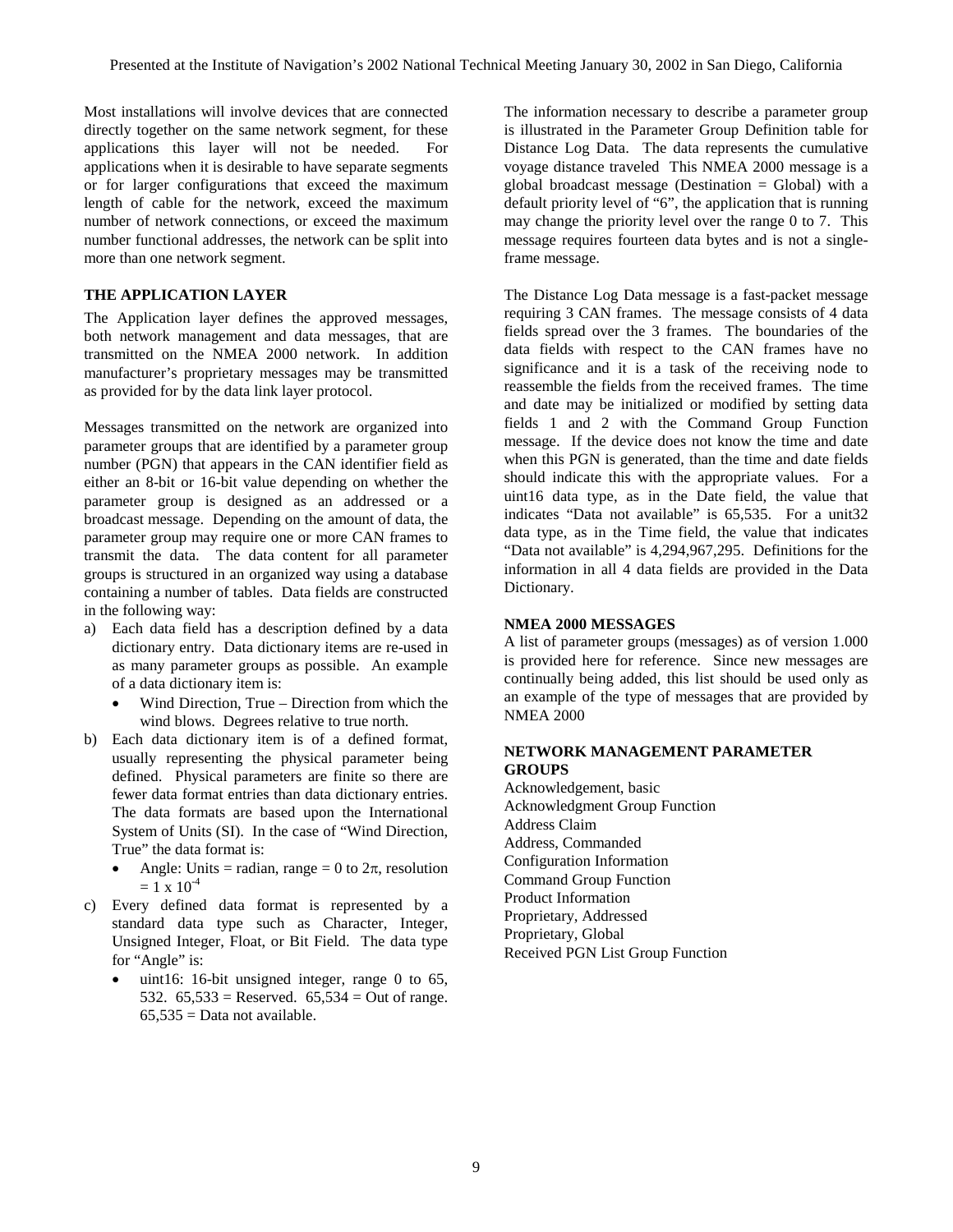Most installations will involve devices that are connected directly together on the same network segment, for these applications this layer will not be needed. For applications when it is desirable to have separate segments or for larger configurations that exceed the maximum length of cable for the network, exceed the maximum number of network connections, or exceed the maximum number functional addresses, the network can be split into more than one network segment.

## THE APPLICATION LAYER

The Application layer defines the approved messages, both network management and data messages, that are transmitted on the NMEA 2000 network. In addition manufacturer's proprietary messages may be transmitted as provided for by the data link layer protocol.

Messages transmitted on the network are organized into parameter groups that are identified by a parameter group number (PGN) that appears in the CAN identifier field as either an 8-bit or 16-bit value depending on whether the parameter group is designed as an addressed or a broadcast message. Depending on the amount of data, the parameter group may require one or more CAN frames to transmit the data. The data content for all parameter groups is structured in an organized way using a database containing a number of tables. Data fields are constructed in the following way:

a) Each data field has a description defined by a data dictionary entry. Data dictionary items are re-used in as many parameter groups as possible. An example of a data dictionary item is:
   - Wind Direction, True – Direction from which the wind blows. Degrees relative to true north.
b) Each data dictionary item is of a defined format, usually representing the physical parameter being defined. Physical parameters are finite so there are fewer data format entries than data dictionary entries. The data formats are based upon the International System of Units (SI). In the case of "Wind Direction, True" the data format is:
   - Angle: Units = radian, range = 0 to $2\pi$, resolution $= 1 \times 10^{-4}$
c) Every defined data format is represented by a standard data type such as Character, Integer, Unsigned Integer, Float, or Bit Field. The data type for "Angle" is:
   - uint16: 16-bit unsigned integer, range 0 to 65, 532. 65,533 = Reserved. 65,534 = Out of range. 65,535 = Data not available.

The information necessary to describe a parameter group is illustrated in the Parameter Group Definition table for Distance Log Data. The data represents the cumulative voyage distance traveled This NMEA 2000 message is a global broadcast message (Destination = Global) with a default priority level of "6", the application that is running may change the priority level over the range 0 to 7. This message requires fourteen data bytes and is not a single-frame message.

The Distance Log Data message is a fast-packet message requiring 3 CAN frames. The message consists of 4 data fields spread over the 3 frames. The boundaries of the data fields with respect to the CAN frames have no significance and it is a task of the receiving node to reassemble the fields from the received frames. The time and date may be initialized or modified by setting data fields 1 and 2 with the Command Group Function message. If the device does not know the time and date when this PGN is generated, than the time and date fields should indicate this with the appropriate values. For a uint16 data type, as in the Date field, the value that indicates "Data not available" is 65,535. For a unit32 data type, as in the Time field, the value that indicates "Data not available" is 4,294,967,295. Definitions for the information in all 4 data fields are provided in the Data Dictionary.

## NMEA 2000 MESSAGES

A list of parameter groups (messages) as of version 1.000 is provided here for reference. Since new messages are continually being added, this list should be used only as an example of the type of messages that are provided by NMEA 2000

## NETWORK MANAGEMENT PARAMETER GROUPS

Acknowledgement, basic
Acknowledgment Group Function
Address Claim
Address, Commanded
Configuration Information
Command Group Function
Product Information
Proprietary, Addressed
Proprietary, Global
Received PGN List Group Function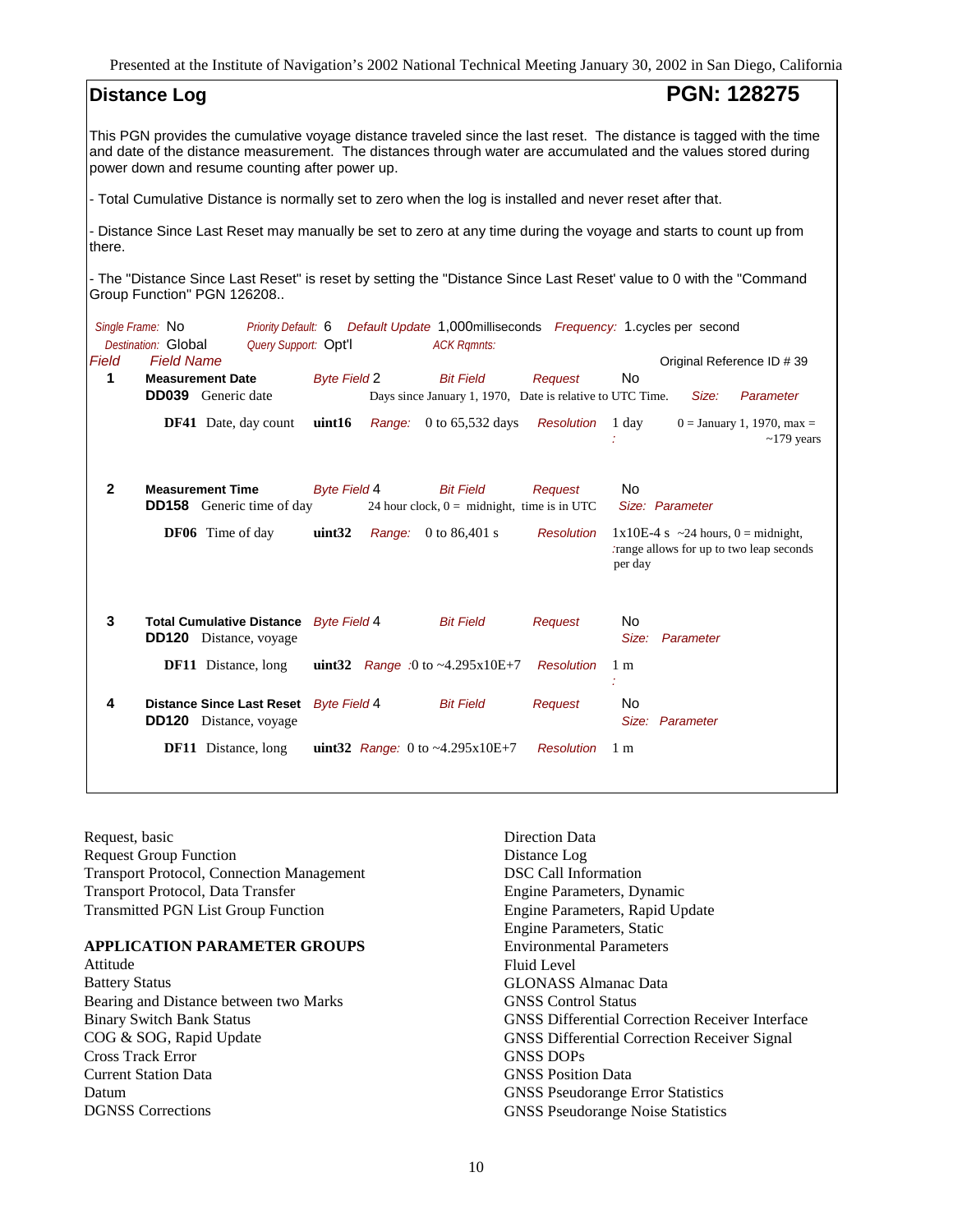## Distance Log — PGN: 128275

This PGN provides the cumulative voyage distance traveled since the last reset. The distance is tagged with the time and date of the distance measurement. The distances through water are accumulated and the values stored during power down and resume counting after power up.

- Total Cumulative Distance is normally set to zero when the log is installed and never reset after that.

- Distance Since Last Reset may manually be set to zero at any time during the voyage and starts to count up from there.

- The "Distance Since Last Reset" is reset by setting the "Distance Since Last Reset' value to 0 with the "Command Group Function" PGN 126208..

*Single Frame:* No *Priority Default:* 6 *Default Update* 1,000milliseconds *Frequency:* 1.cycles per second
*Destination:* Global *Query Support:* Opt'l *ACK Rqmnts:*

| Field | Field Name | | | | | Original Reference ID # 39 |
|---|---|---|---|---|---|---|
| 1 | **Measurement Date** | *Byte Field* 2 | *Bit Field* | *Request* | No | |
| | **DD039** Generic date | | Days since January 1, 1970, Date is relative to UTC Time. | | *Size:* | *Parameter* |
| | **DF41** Date, day count | **uint16** | *Range:* 0 to 65,532 days | *Resolution:* | 1 day | 0 = January 1, 1970, max = ~179 years |
| 2 | **Measurement Time** | *Byte Field* 4 | *Bit Field* | *Request* | No | |
| | **DD158** Generic time of day | | 24 hour clock, 0 = midnight, time is in UTC | | *Size:* | *Parameter* |
| | **DF06** Time of day | **uint32** | *Range:* 0 to 86,401 s | *Resolution:* | 1x10E-4 s | ~24 hours, 0 = midnight, range allows for up to two leap seconds per day |
| 3 | **Total Cumulative Distance** | *Byte Field* 4 | *Bit Field* | *Request* | No | |
| | **DD120** Distance, voyage | | | | *Size:* | *Parameter* |
| | **DF11** Distance, long | **uint32** | *Range:* 0 to ~4.295x10E+7 | *Resolution:* | 1 m | |
| 4 | **Distance Since Last Reset** | *Byte Field* 4 | *Bit Field* | *Request* | No | |
| | **DD120** Distance, voyage | | | | *Size:* | *Parameter* |
| | **DF11** Distance, long | **uint32** | *Range:* 0 to ~4.295x10E+7 | *Resolution* | 1 m | |

Request, basic
Request Group Function
Transport Protocol, Connection Management
Transport Protocol, Data Transfer
Transmitted PGN List Group Function

**APPLICATION PARAMETER GROUPS**
Attitude
Battery Status
Bearing and Distance between two Marks
Binary Switch Bank Status
COG & SOG, Rapid Update
Cross Track Error
Current Station Data
Datum
DGNSS Corrections
Direction Data
Distance Log
DSC Call Information
Engine Parameters, Dynamic
Engine Parameters, Rapid Update
Engine Parameters, Static
Environmental Parameters
Fluid Level
GLONASS Almanac Data
GNSS Control Status
GNSS Differential Correction Receiver Interface
GNSS Differential Correction Receiver Signal
GNSS DOPs
GNSS Position Data
GNSS Pseudorange Error Statistics
GNSS Pseudorange Noise Statistics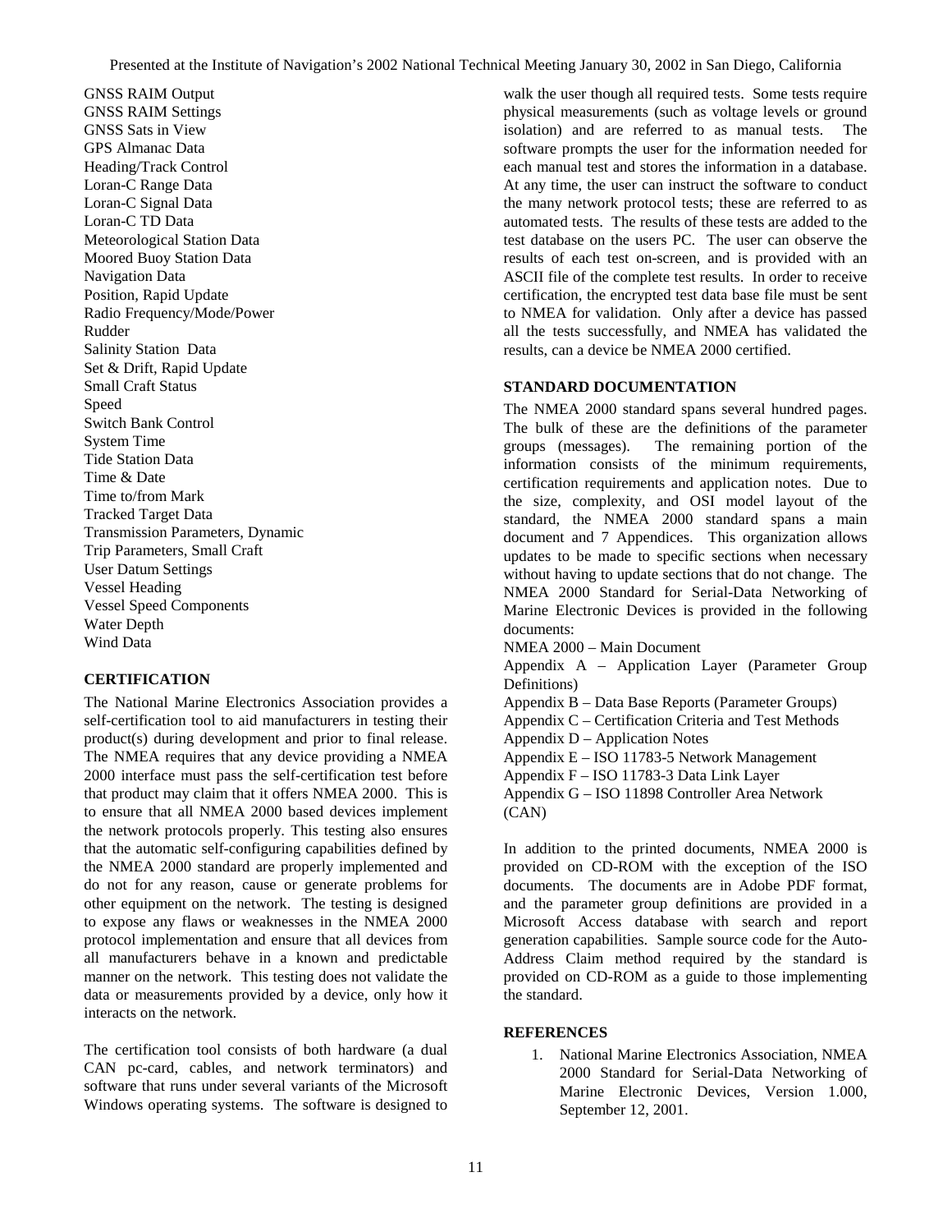GNSS RAIM Output
GNSS RAIM Settings
GNSS Sats in View
GPS Almanac Data
Heading/Track Control
Loran-C Range Data
Loran-C Signal Data
Loran-C TD Data
Meteorological Station Data
Moored Buoy Station Data
Navigation Data
Position, Rapid Update
Radio Frequency/Mode/Power
Rudder
Salinity Station Data
Set & Drift, Rapid Update
Small Craft Status
Speed
Switch Bank Control
System Time
Tide Station Data
Time & Date
Time to/from Mark
Tracked Target Data
Transmission Parameters, Dynamic
Trip Parameters, Small Craft
User Datum Settings
Vessel Heading
Vessel Speed Components
Water Depth
Wind Data

## CERTIFICATION

The National Marine Electronics Association provides a self-certification tool to aid manufacturers in testing their product(s) during development and prior to final release. The NMEA requires that any device providing a NMEA 2000 interface must pass the self-certification test before that product may claim that it offers NMEA 2000. This is to ensure that all NMEA 2000 based devices implement the network protocols properly. This testing also ensures that the automatic self-configuring capabilities defined by the NMEA 2000 standard are properly implemented and do not for any reason, cause or generate problems for other equipment on the network. The testing is designed to expose any flaws or weaknesses in the NMEA 2000 protocol implementation and ensure that all devices from all manufacturers behave in a known and predictable manner on the network. This testing does not validate the data or measurements provided by a device, only how it interacts on the network.

The certification tool consists of both hardware (a dual CAN pc-card, cables, and network terminators) and software that runs under several variants of the Microsoft Windows operating systems. The software is designed to walk the user though all required tests. Some tests require physical measurements (such as voltage levels or ground isolation) and are referred to as manual tests. The software prompts the user for the information needed for each manual test and stores the information in a database. At any time, the user can instruct the software to conduct the many network protocol tests; these are referred to as automated tests. The results of these tests are added to the test database on the users PC. The user can observe the results of each test on-screen, and is provided with an ASCII file of the complete test results. In order to receive certification, the encrypted test data base file must be sent to NMEA for validation. Only after a device has passed all the tests successfully, and NMEA has validated the results, can a device be NMEA 2000 certified.

## STANDARD DOCUMENTATION

The NMEA 2000 standard spans several hundred pages. The bulk of these are the definitions of the parameter groups (messages). The remaining portion of the information consists of the minimum requirements, certification requirements and application notes. Due to the size, complexity, and OSI model layout of the standard, the NMEA 2000 standard spans a main document and 7 Appendices. This organization allows updates to be made to specific sections when necessary without having to update sections that do not change. The NMEA 2000 Standard for Serial-Data Networking of Marine Electronic Devices is provided in the following documents:

NMEA 2000 – Main Document
Appendix A – Application Layer (Parameter Group Definitions)
Appendix B – Data Base Reports (Parameter Groups)
Appendix C – Certification Criteria and Test Methods
Appendix D – Application Notes
Appendix E – ISO 11783-5 Network Management
Appendix F – ISO 11783-3 Data Link Layer
Appendix G – ISO 11898 Controller Area Network (CAN)

In addition to the printed documents, NMEA 2000 is provided on CD-ROM with the exception of the ISO documents. The documents are in Adobe PDF format, and the parameter group definitions are provided in a Microsoft Access database with search and report generation capabilities. Sample source code for the Auto-Address Claim method required by the standard is provided on CD-ROM as a guide to those implementing the standard.

## REFERENCES

1. National Marine Electronics Association, NMEA 2000 Standard for Serial-Data Networking of Marine Electronic Devices, Version 1.000, September 12, 2001.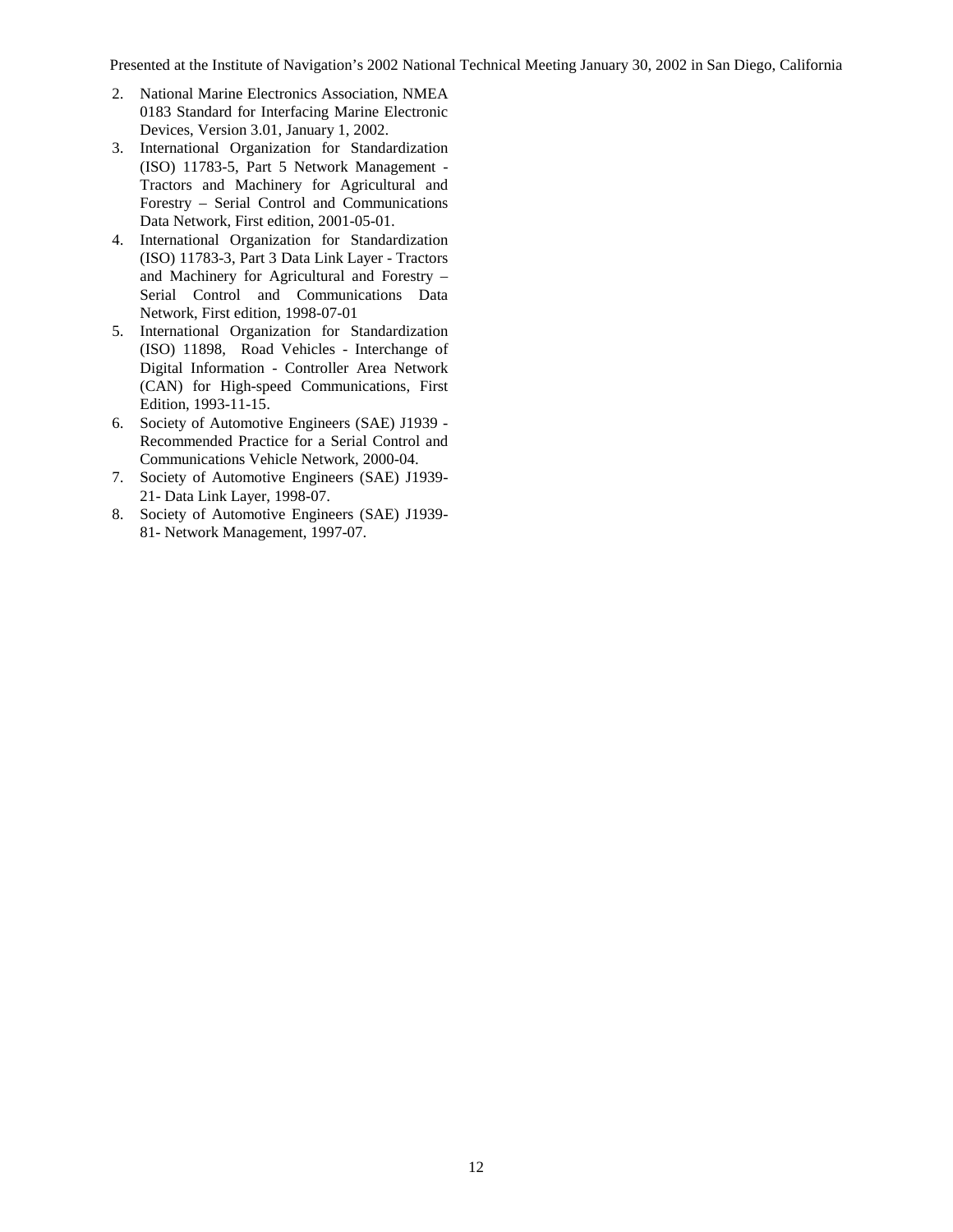2. National Marine Electronics Association, NMEA 0183 Standard for Interfacing Marine Electronic Devices, Version 3.01, January 1, 2002.
3. International Organization for Standardization (ISO) 11783-5, Part 5 Network Management - Tractors and Machinery for Agricultural and Forestry – Serial Control and Communications Data Network, First edition, 2001-05-01.
4. International Organization for Standardization (ISO) 11783-3, Part 3 Data Link Layer - Tractors and Machinery for Agricultural and Forestry – Serial Control and Communications Data Network, First edition, 1998-07-01
5. International Organization for Standardization (ISO) 11898, Road Vehicles - Interchange of Digital Information - Controller Area Network (CAN) for High-speed Communications, First Edition, 1993-11-15.
6. Society of Automotive Engineers (SAE) J1939 - Recommended Practice for a Serial Control and Communications Vehicle Network, 2000-04.
7. Society of Automotive Engineers (SAE) J1939-21- Data Link Layer, 1998-07.
8. Society of Automotive Engineers (SAE) J1939-81- Network Management, 1997-07.